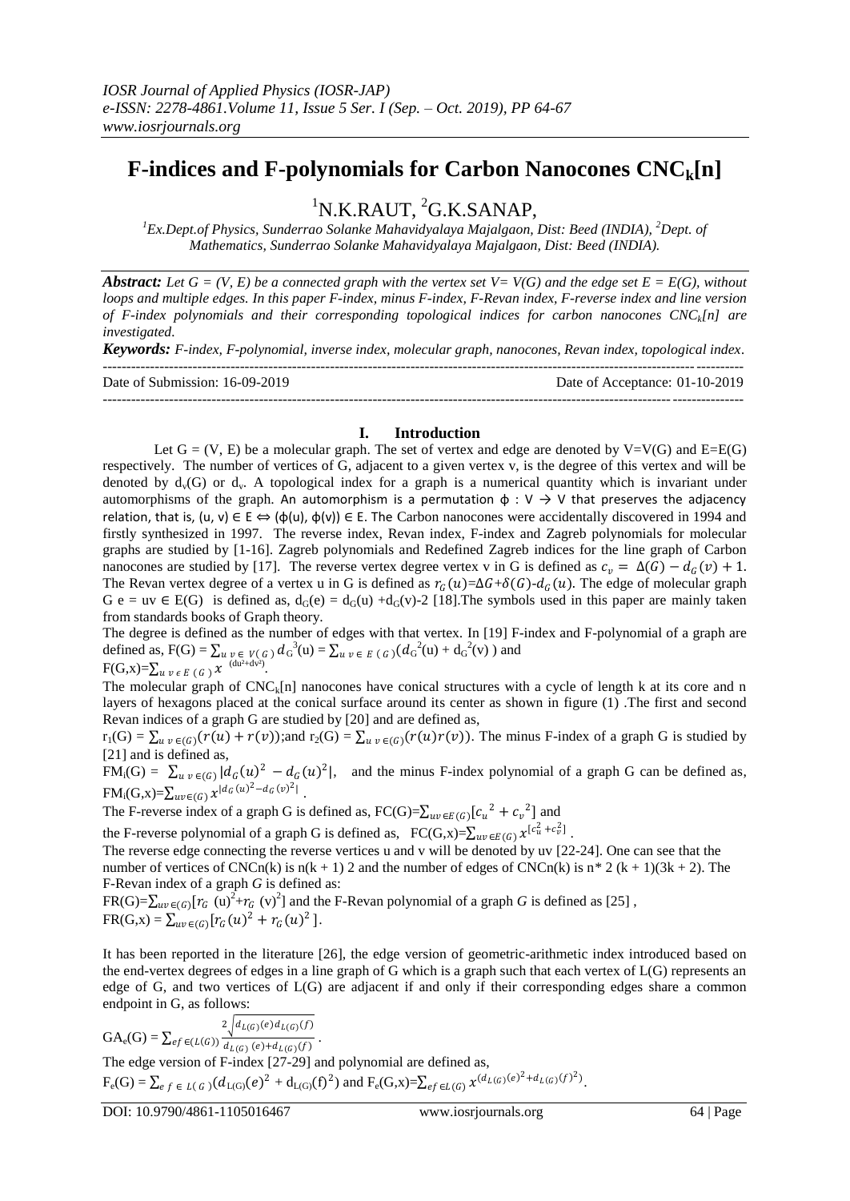# F-indices and F-polynomials for Carbon Nanocones $CNC_k[n]$

[1]N.K.RAUT, [2]G.K.SANAP,

*[1]Ex.Dept.of Physics, Sunderrao Solanke Mahavidyalaya Majalgaon, Dist: Beed (INDIA), [2]Dept. of Mathematics, Sunderrao Solanke Mahavidyalaya Majalgaon, Dist: Beed (INDIA).*

***Abstract:*** *Let G = (V, E) be a connected graph with the vertex set V= V(G) and the edge set E = E(G), without loops and multiple edges. In this paper F-index, minus F-index, F-Revan index, F-reverse index and line version of F-index polynomials and their corresponding topological indices for carbon nanocones $CNC_k[n]$ are investigated.*

***Keywords:*** *F-index, F-polynomial, inverse index, molecular graph, nanocones, Revan index, topological index.*

---

Date of Submission: 16-09-2019 Date of Acceptance: 01-10-2019

---

## I. Introduction

Let G = (V, E) be a molecular graph. The set of vertex and edge are denoted by V=V(G) and E=E(G) respectively. The number of vertices of G, adjacent to a given vertex v, is the degree of this vertex and will be denoted by $d_v(G)$ or $d_v$. A topological index for a graph is a numerical quantity which is invariant under automorphisms of the graph. An automorphism is a permutation $\phi : V \to V$ that preserves the adjacency relation, that is, $(u, v) \in E \Leftrightarrow (\phi(u), \phi(v)) \in E$. The Carbon nanocones were accidentally discovered in 1994 and firstly synthesized in 1997. The reverse index, Revan index, F-index and Zagreb polynomials for molecular graphs are studied by [1-16]. Zagreb polynomials and Redefined Zagreb indices for the line graph of Carbon nanocones are studied by [17]. The reverse vertex degree vertex v in G is defined as $c_v = \Delta(G) - d_G(v) + 1$. The Revan vertex degree of a vertex u in G is defined as $r_G(u)=\Delta G+\delta(G)-d_G(u)$. The edge of molecular graph G e = uv ∈ E(G) is defined as, $d_G(e) = d_G(u) + d_G(v)-2$ [18].The symbols used in this paper are mainly taken from standards books of Graph theory.

The degree is defined as the number of edges with that vertex. In [19] F-index and F-polynomial of a graph are defined as, $F(G) = \sum_{u\,v \in V(G)} d_G^{3}(u) = \sum_{u\,v \in E(G)}(d_G^{2}(u) + d_G^{2}(v))$ and $F(G,x)=\sum_{u\,v \in E(G)} x^{(du^2+dv^2)}$.

The molecular graph of $CNC_k[n]$ nanocones have conical structures with a cycle of length k at its core and n layers of hexagons placed at the conical surface around its center as shown in figure (1) .The first and second Revan indices of a graph G are studied by [20] and are defined as,

$r_1(G) = \sum_{u\,v \in (G)}(r(u) + r(v))$;and $r_2(G) = \sum_{u\,v \in (G)}(r(u)r(v))$. The minus F-index of a graph G is studied by [21] and is defined as,

$FM_i(G) = \sum_{u\,v \in (G)} |d_G(u)^2 - d_G(u)^2|$, and the minus F-index polynomial of a graph G can be defined as, $FM_i(G,x)=\sum_{uv\in(G)} x^{|d_G(u)^2-d_G(v)^2|}$ .

The F-reverse index of a graph G is defined as, $FC(G)=\sum_{uv\in E(G)}[c_u{}^2 + c_v{}^2]$ and the F-reverse polynomial of a graph G is defined as, $FC(G,x)=\sum_{uv\in E(G)} x^{[c_u^2+c_v^2]}$ .

The reverse edge connecting the reverse vertices u and v will be denoted by uv [22-24]. One can see that the number of vertices of CNCn(k) is n(k + 1) 2 and the number of edges of CNCn(k) is n* 2 (k + 1)(3k + 2). The F-Revan index of a graph *G* is defined as:

$FR(G)=\sum_{uv\in(G)}[r_G(u)^2+r_G(v)^2]$ and the F-Revan polynomial of a graph *G* is defined as [25] ,
$FR(G,x) = \sum_{uv\in(G)}[r_G(u)^2 + r_G(u)^2]$.

It has been reported in the literature [26], the edge version of geometric-arithmetic index introduced based on the end-vertex degrees of edges in a line graph of G which is a graph such that each vertex of L(G) represents an edge of G, and two vertices of L(G) are adjacent if and only if their corresponding edges share a common endpoint in G, as follows:

$GA_e(G) = \sum_{ef\in(L(G))} \frac{2\sqrt{d_{L(G)}(e)d_{L(G)}(f)}}{d_{L(G)}(e)+d_{L(G)}(f)}$ .

The edge version of F-index [27-29] and polynomial are defined as,

$F_e(G) = \sum_{e\,f \in L(G)}(d_{L(G)}(e)^2 + d_{L(G)}(f)^2)$ and $F_e(G,x)=\sum_{ef\in L(G)} x^{(d_{L(G)}(e)^2+d_{L(G)}(f)^2)}$.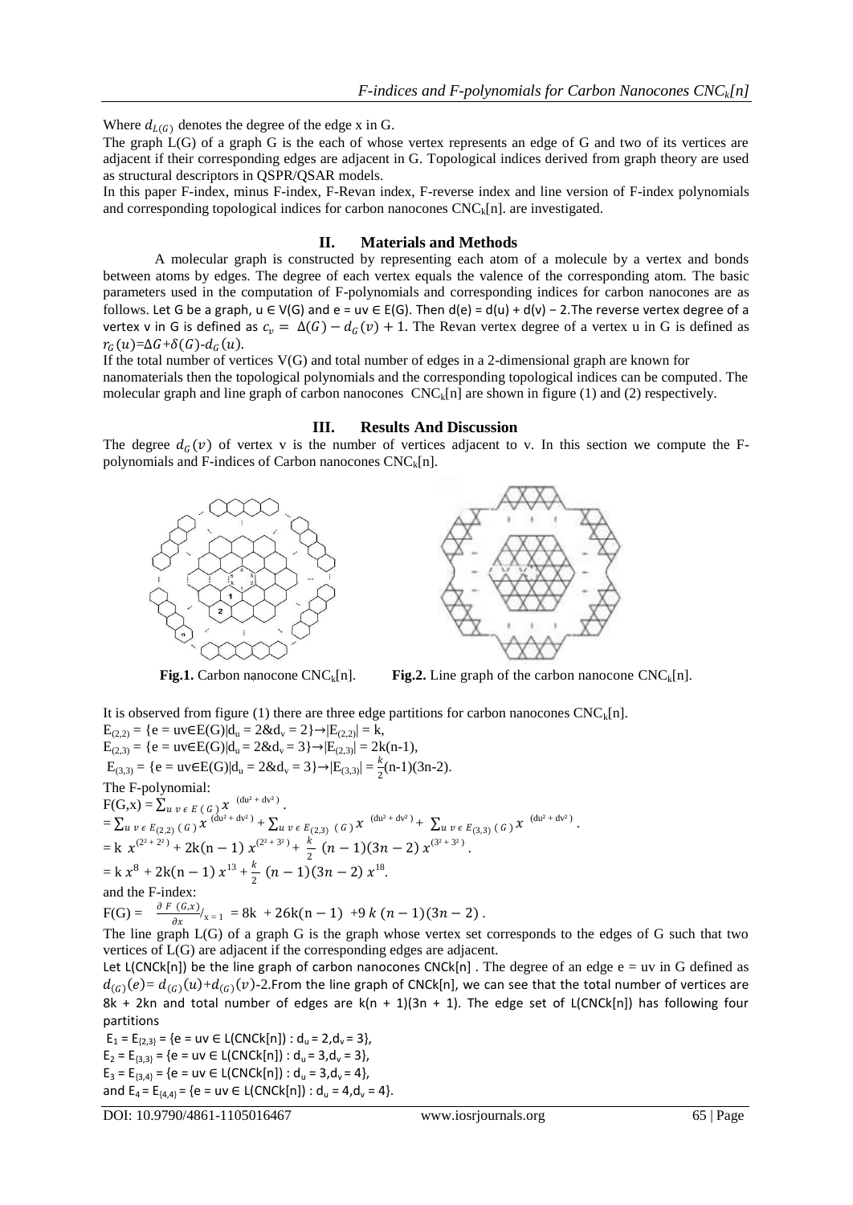Where $d_{L(G)}$ denotes the degree of the edge x in G.

The graph L(G) of a graph G is the each of whose vertex represents an edge of G and two of its vertices are adjacent if their corresponding edges are adjacent in G. Topological indices derived from graph theory are used as structural descriptors in QSPR/QSAR models.

In this paper F-index, minus F-index, F-Revan index, F-reverse index and line version of F-index polynomials and corresponding topological indices for carbon nanocones $CNC_k[n]$. are investigated.

## II. Materials and Methods

A molecular graph is constructed by representing each atom of a molecule by a vertex and bonds between atoms by edges. The degree of each vertex equals the valence of the corresponding atom. The basic parameters used in the computation of F-polynomials and corresponding indices for carbon nanocones are as follows. Let G be a graph, u ∈ V(G) and e = uv ∈ E(G). Then d(e) = d(u) + d(v) − 2.The reverse vertex degree of a vertex v in G is defined as $c_v = \Delta(G) - d_G(v) + 1$. The Revan vertex degree of a vertex u in G is defined as $r_G(u)=\Delta G+\delta(G)-d_G(u)$.

If the total number of vertices V(G) and total number of edges in a 2-dimensional graph are known for nanomaterials then the topological polynomials and the corresponding topological indices can be computed. The molecular graph and line graph of carbon nanocones $CNC_k[n]$ are shown in figure (1) and (2) respectively.

## III. Results And Discussion

The degree $d_G(v)$ of vertex v is the number of vertices adjacent to v. In this section we compute the F-polynomials and F-indices of Carbon nanocones $CNC_k[n]$.

**Fig.1.** Carbon nanocone $CNC_k[n]$. **Fig.2.** Line graph of the carbon nanocone $CNC_k[n]$.

It is observed from figure (1) there are three edge partitions for carbon nanocones $CNC_k[n]$.

$E_{(2,2)} = \{e = uv \in E(G) | d_u = 2 \& d_v = 2\} \rightarrow |E_{(2,2)}| = k$,

$E_{(2,3)} = \{e = uv \in E(G) | d_u = 2 \& d_v = 3\} \rightarrow |E_{(2,3)}| = 2k(n-1)$,

$E_{(3,3)} = \{e = uv \in E(G) | d_u = 2 \& d_v = 3\} \rightarrow |E_{(3,3)}| = \frac{k}{2}(n-1)(3n-2)$.

The F-polynomial:

$F(G,x) = \sum_{uv \in E(G)} x^{(du^2+dv^2)}$.

$= \sum_{uv \in E_{(2,2)}(G)} x^{(du^2+dv^2)} + \sum_{uv \in E_{(2,3)}(G)} x^{(du^2+dv^2)} + \sum_{uv \in E_{(3,3)}(G)} x^{(du^2+dv^2)}$.

$= k\ x^{(2^2+2^2)} + 2k(n-1)\ x^{(2^2+3^2)} + \frac{k}{2}(n-1)(3n-2)\ x^{(3^2+3^2)}$.

$= k\ x^8 + 2k(n-1)\ x^{13} + \frac{k}{2}(n-1)(3n-2)\ x^{18}$.

and the F-index:

$F(G) = \frac{\partial F(G,x)}{\partial x}/_{x=1} = 8k + 26k(n-1) + 9k(n-1)(3n-2)$.

The line graph L(G) of a graph G is the graph whose vertex set corresponds to the edges of G such that two vertices of L(G) are adjacent if the corresponding edges are adjacent.

Let L(CNCk[n]) be the line graph of carbon nanocones CNCk[n] . The degree of an edge e = uv in G defined as $d_{(G)}(e)= d_{(G)}(u)+d_{(G)}(v)$-2.From the line graph of CNCk[n], we can see that the total number of vertices are 8k + 2kn and total number of edges are k(n + 1)(3n + 1). The edge set of L(CNCk[n]) has following four partitions

$E_1 = E_{\{2,3\}} = \{e = uv \in L(CNCk[n]) : d_u = 2, d_v = 3\}$,

$E_2 = E_{\{3,3\}} = \{e = uv \in L(CNCk[n]) : d_u = 3, d_v = 3\}$,

$E_3 = E_{\{3,4\}} = \{e = uv \in L(CNCk[n]) : d_u = 3, d_v = 4\}$,

and $E_4 = E_{\{4,4\}} = \{e = uv \in L(CNCk[n]) : d_u = 4, d_v = 4\}$.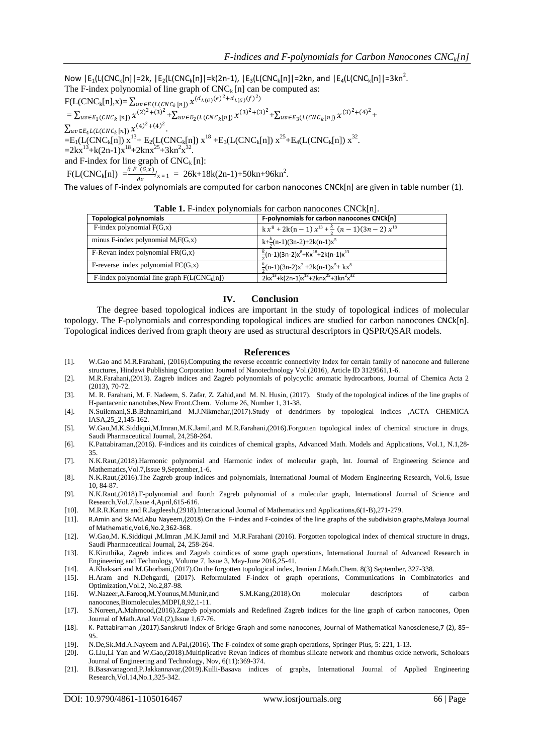Now $|E_1(L(CNC_k[n]|=2k$, $|E_2(L(CNC_k[n]|=k(2n-1)$, $|E_3(L(CNC_k[n]|=2kn$, and $|E_4(L(CNC_k[n]|=3kn^2$.

The F-index polynomial of line graph of $CNC_k[n]$ can be computed as:

$$F(L(CNC_k[n],x)= \sum_{uv\in E(L(CNC_k[n])} x^{(d_{L(G)}(e)^2+d_{L(G)}(f)^2)}$$

$$= \sum_{uv\in E_1(CNC_k[n])} x^{(2)^2+(3)^2} + \sum_{uv\in E_2(L(CNC_k[n])} x^{(3)^2+(3)^2} + \sum_{uv\in E_3(L(CNC_k[n])} x^{(3)^2+(4)^2} + \sum_{uv\in E_4 L(L(CNC_k[n])} x^{(4)^2+(4)^2}.$$

$$=E_1(L(CNC_k[n])\, x^{13}+ E_2(L(CNC_k[n])\, x^{18} +E_3(L(CNC_k[n])\, x^{25}+E_4(L(CNC_k[n])\, x^{32}.$$

$$=2kx^{13}+k(2n-1)x^{18}+2knx^{25}+3kn^2x^{32}.$$

and F-index for line graph of $CNC_k[n]$:

$$F(L(CNC_k[n]) = \frac{\partial F(G,x)}{\partial x}\Big/_{x=1} = 26k+18k(2n-1)+50kn+96kn^2.$$

The values of F-index polynomials are computed for carbon nanocones CNCk[n] are given in table number (1).

**Table 1.** F-index polynomials for carbon nanocones CNCk[n].

| Topological polynomials | F-polynomials for carbon nanocones CNCk[n] |
|---|---|
| F-index polynomial F(G,x) | $k\,x^8 + 2k(n-1)\,x^{13} + \frac{k}{2}\,(n-1)(3n-2)\,x^{18}$ |
| minus F-index polynomial $M_iF(G,x)$ | $k+\frac{k}{2}(n-1)(3n-2)+2k(n-1)x^5$ |
| F-Revan index polynomial FR(G,x) | $\frac{k}{2}(n-1)(3n-2)x^8+Kx^{18}+2k(n-1)x^{13}$ |
| F-reverse index polynomial FC(G,x) | $\frac{k}{2}(n-1)(3n-2)x^2+2k(n-1)x^5+kx^8$ |
| F-index polynomial line graph $F(L(CNC_k[n])$ | $2kx^{13}+k(2n-1)x^{18}+2knx^{25}+3kn^2x^{32}$ |

## IV. Conclusion

The degree based topological indices are important in the study of topological indices of molecular topology. The F-polynomials and corresponding topological indices are studied for carbon nanocones CNCk[n]. Topological indices derived from graph theory are used as structural descriptors in QSPR/QSAR models.

## References

[1]. W.Gao and M.R.Farahani, (2016).Computing the reverse eccentric connectivity Index for certain family of nanocone and fullerene structures, Hindawi Publishing Corporation Journal of Nanotechnology Vol.(2016), Article ID 3129561,1-6.

[2]. M.R.Farahani,(2013). Zagreb indices and Zagreb polynomials of polycyclic aromatic hydrocarbons, Journal of Chemica Acta 2 (2013), 70-72.

[3]. M. R. Farahani, M. F. Nadeem, S. Zafar, Z. Zahid,and M. N. Husin, (2017). Study of the topological indices of the line graphs of H-pantacenic nanotubes,New Front.Chem. Volume 26, Number 1, 31-38.

[4]. N.Suilemani,S.B.Bahnamiri,and M.J.Nikmehar,(2017).Study of dendrimers by topological indices ,ACTA CHEMICA IASA,25_2,145-162.

[5]. W.Gao,M.K.Siddiqui,M.Imran,M.K.Jamil,and M.R.Farahani,(2016).Forgotten topological index of chemical structure in drugs, Saudi Pharmaceutical Journal, 24,258-264.

[6]. K.Pattabiraman,(2016). F-indices and its coindices of chemical graphs, Advanced Math. Models and Applications, Vol.1, N.1,28-35.

[7]. N.K.Raut,(2018).Harmonic polynomial and Harmonic index of molecular graph, Int. Journal of Engineering Science and Mathematics,Vol.7,Issue 9,September,1-6.

[8]. N.K.Raut,(2016).The Zagreb group indices and polynomials, International Journal of Modern Engineering Research, Vol.6, Issue 10, 84-87.

[9]. N.K.Raut,(2018).F-polynomial and fourth Zagreb polynomial of a molecular graph, International Journal of Science and Research,Vol.7,Issue 4,April,615-616.

[10]. M.R.R.Kanna and R.Jagdeesh,(2918).International Journal of Mathematics and Applications,6(1-B),271-279.

[11]. R.Amin and Sk.Md.Abu Nayeem,(2018).On the F-index and F-coindex of the line graphs of the subdivision graphs,Malaya Journal of Mathematic,Vol.6,No.2,362-368.

[12]. W.Gao,M. K.Siddiqui ,M.Imran ,M.K.Jamil and M.R.Farahani (2016). Forgotten topological index of chemical structure in drugs, Saudi Pharmaceutical Journal, 24, 258-264.

[13]. K.Kiruthika, Zagreb indices and Zagreb coindices of some graph operations, International Journal of Advanced Research in Engineering and Technology, Volume 7, Issue 3, May-June 2016,25-41.

[14]. A.Khaksari and M.Ghorbani,(2017).On the forgotten topological index, Iranian J.Math.Chem. 8(3) September, 327-338.

[15]. H.Aram and N.Dehgardi, (2017). Reformulated F-index of graph operations, Communications in Combinatorics and Optimization,Vol.2, No.2,87-98.

[16]. W.Nazeer,A.Farooq,M.Younus,M.Munir,and S.M.Kang,(2018).On molecular descriptors of carbon nanocones,Biomolecules,MDPI,8,92,1-11.

[17]. S.Noreen,A.Mahmood,(2016).Zagreb polynomials and Redefined Zagreb indices for the line graph of carbon nanocones, Open Journal of Math.Anal.Vol.(2),Issue 1,67-76.

[18]. K. Pattabiraman ,(2017).Sanskruti Index of Bridge Graph and some nanocones, Journal of Mathematical Nanoscienese,7 (2), 85–95.

[19]. N.De,Sk.Md.A.Nayeem and A.Pal,(2016). The F-coindex of some graph operations, Springer Plus, 5: 221, 1-13.

[20]. G.Liu,Li Yan and W.Gao,(2018).Multiplicative Revan indices of rhombus silicate network and rhombus oxide network, Scholoars Journal of Engineering and Technology, Nov, 6(11):369-374.

[21]. B.Basavanagond,P.Jakkannavar,(2019).Kulli-Basava indices of graphs, International Journal of Applied Engineering Research,Vol.14,No.1,325-342.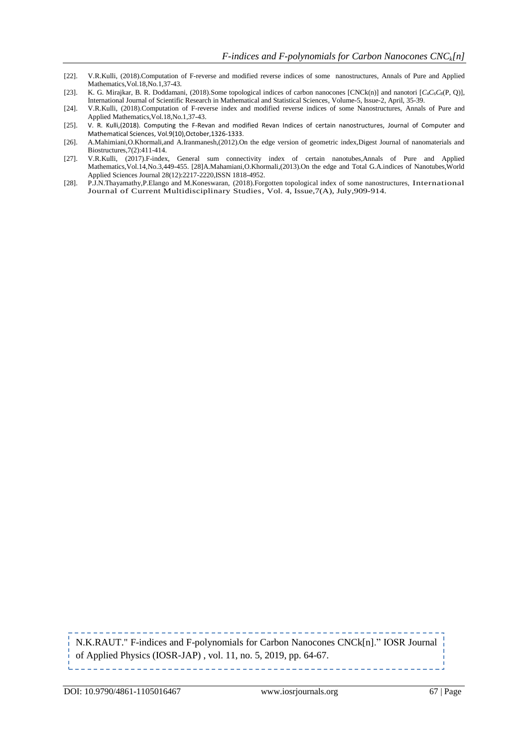[22]. V.R.Kulli, (2018).Computation of F-reverse and modified reverse indices of some nanostructures, Annals of Pure and Applied Mathematics,Vol.18,No.1,37-43.

[23]. K. G. Mirajkar, B. R. Doddamani, (2018).Some topological indices of carbon nanocones [CNCk(n)] and nanotori [$C_4C_6C_8$(P, Q)], International Journal of Scientific Research in Mathematical and Statistical Sciences, Volume-5, Issue-2, April, 35-39.

[24]. V.R.Kulli, (2018).Computation of F-reverse index and modified reverse indices of some Nanostructures, Annals of Pure and Applied Mathematics,Vol.18,No.1,37-43.

[25]. V. R. Kulli,(2018). Computing the F-Revan and modified Revan Indices of certain nanostructures, Journal of Computer and Mathematical Sciences, Vol.9(10),October,1326-1333.

[26]. A.Mahimiani,O.Khormali,and A.Iranmanesh,(2012).On the edge version of geometric index,Digest Journal of nanomaterials and Biostructures,7(2):411-414.

[27]. V.R.Kulli, (2017).F-index, General sum connectivity index of certain nanotubes,Annals of Pure and Applied Mathematics,Vol.14,No.3,449-455. [28]A.Mahamiani,O.Khormali,(2013).On the edge and Total G.A.indices of Nanotubes,World Applied Sciences Journal 28(12):2217-2220,ISSN 1818-4952.

[28]. P.J.N.Thayamathy,P.Elango and M.Koneswaran, (2018).Forgotten topological index of some nanostructures, International Journal of Current Multidisciplinary Studies, Vol. 4, Issue,7(A), July,909-914.

N.K.RAUT." F-indices and F-polynomials for Carbon Nanocones CNCk[n]." IOSR Journal of Applied Physics (IOSR-JAP) , vol. 11, no. 5, 2019, pp. 64-67.